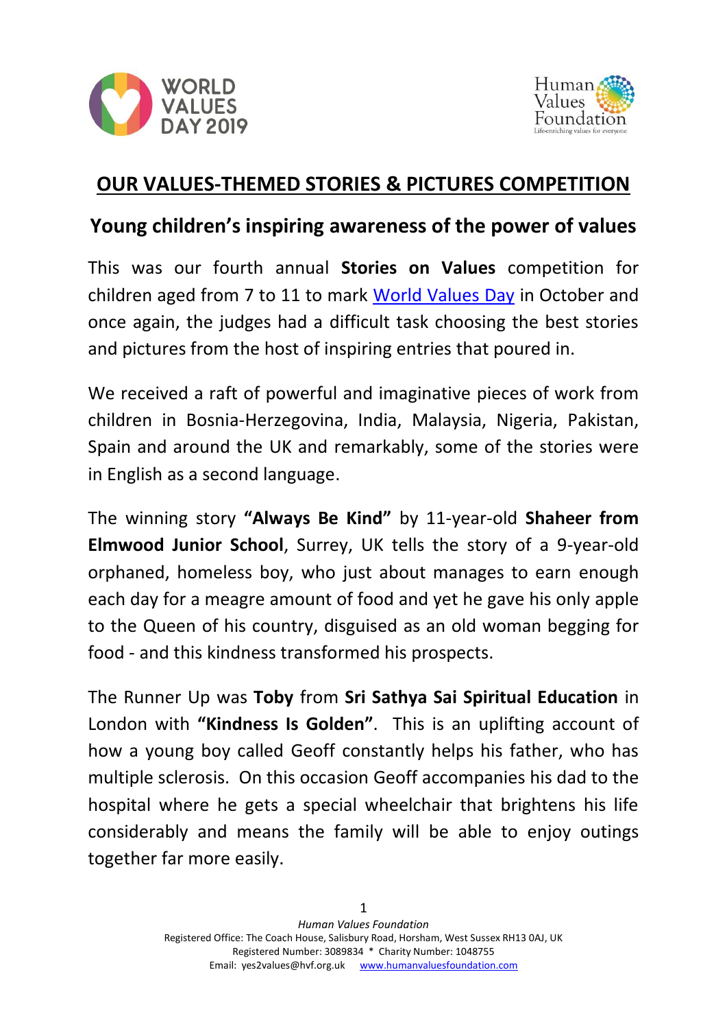# OUR VALUES-THEMED STORIES & PICTURES COMPETITION

## Young children's inspiring awareness of the power of values

This was our fourth annual **Stories on Values** competition for children aged from 7 to 11 to mark World Values Day in October and once again, the judges had a difficult task choosing the best stories and pictures from the host of inspiring entries that poured in.

We received a raft of powerful and imaginative pieces of work from children in Bosnia-Herzegovina, India, Malaysia, Nigeria, Pakistan, Spain and around the UK and remarkably, some of the stories were in English as a second language.

The winning story **"Always Be Kind"** by 11-year-old **Shaheer from Elmwood Junior School**, Surrey, UK tells the story of a 9-year-old orphaned, homeless boy, who just about manages to earn enough each day for a meagre amount of food and yet he gave his only apple to the Queen of his country, disguised as an old woman begging for food - and this kindness transformed his prospects.

The Runner Up was **Toby** from **Sri Sathya Sai Spiritual Education** in London with **"Kindness Is Golden"**. This is an uplifting account of how a young boy called Geoff constantly helps his father, who has multiple sclerosis. On this occasion Geoff accompanies his dad to the hospital where he gets a special wheelchair that brightens his life considerably and means the family will be able to enjoy outings together far more easily.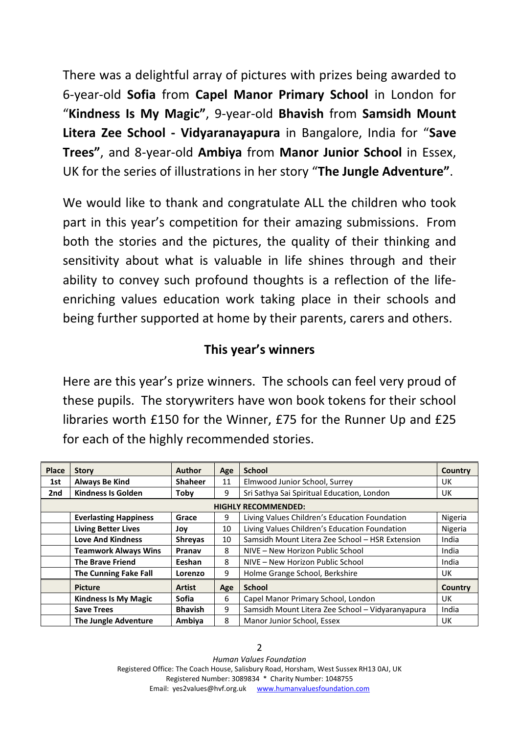There was a delightful array of pictures with prizes being awarded to 6-year-old **Sofia** from **Capel Manor Primary School** in London for "**Kindness Is My Magic"**, 9-year-old **Bhavish** from **Samsidh Mount Litera Zee School - Vidyaranayapura** in Bangalore, India for "**Save Trees"**, and 8-year-old **Ambiya** from **Manor Junior School** in Essex, UK for the series of illustrations in her story "**The Jungle Adventure"**.

We would like to thank and congratulate ALL the children who took part in this year's competition for their amazing submissions. From both the stories and the pictures, the quality of their thinking and sensitivity about what is valuable in life shines through and their ability to convey such profound thoughts is a reflection of the life-enriching values education work taking place in their schools and being further supported at home by their parents, carers and others.

## This year's winners

Here are this year's prize winners. The schools can feel very proud of these pupils. The storywriters have won book tokens for their school libraries worth £150 for the Winner, £75 for the Runner Up and £25 for each of the highly recommended stories.

| Place | Story | Author | Age | School | Country |
|---|---|---|---|---|---|
| 1st | **Always Be Kind** | **Shaheer** | 11 | Elmwood Junior School, Surrey | UK |
| 2nd | **Kindness Is Golden** | **Toby** | 9 | Sri Sathya Sai Spiritual Education, London | UK |
| | | | **HIGHLY RECOMMENDED:** | | |
| | **Everlasting Happiness** | **Grace** | 9 | Living Values Children's Education Foundation | Nigeria |
| | **Living Better Lives** | **Joy** | 10 | Living Values Children's Education Foundation | Nigeria |
| | **Love And Kindness** | **Shreyas** | 10 | Samsidh Mount Litera Zee School – HSR Extension | India |
| | **Teamwork Always Wins** | **Pranav** | 8 | NIVE – New Horizon Public School | India |
| | **The Brave Friend** | **Eeshan** | 8 | NIVE – New Horizon Public School | India |
| | **The Cunning Fake Fall** | **Lorenzo** | 9 | Holme Grange School, Berkshire | UK |
| | **Picture** | **Artist** | **Age** | **School** | **Country** |
| | **Kindness Is My Magic** | **Sofia** | 6 | Capel Manor Primary School, London | UK |
| | **Save Trees** | **Bhavish** | 9 | Samsidh Mount Litera Zee School – Vidyaranyapura | India |
| | **The Jungle Adventure** | **Ambiya** | 8 | Manor Junior School, Essex | UK |

*Human Values Foundation*
Registered Office: The Coach House, Salisbury Road, Horsham, West Sussex RH13 0AJ, UK
Registered Number: 3089834 * Charity Number: 1048755
Email: yes2values@hvf.org.uk www.humanvaluesfoundation.com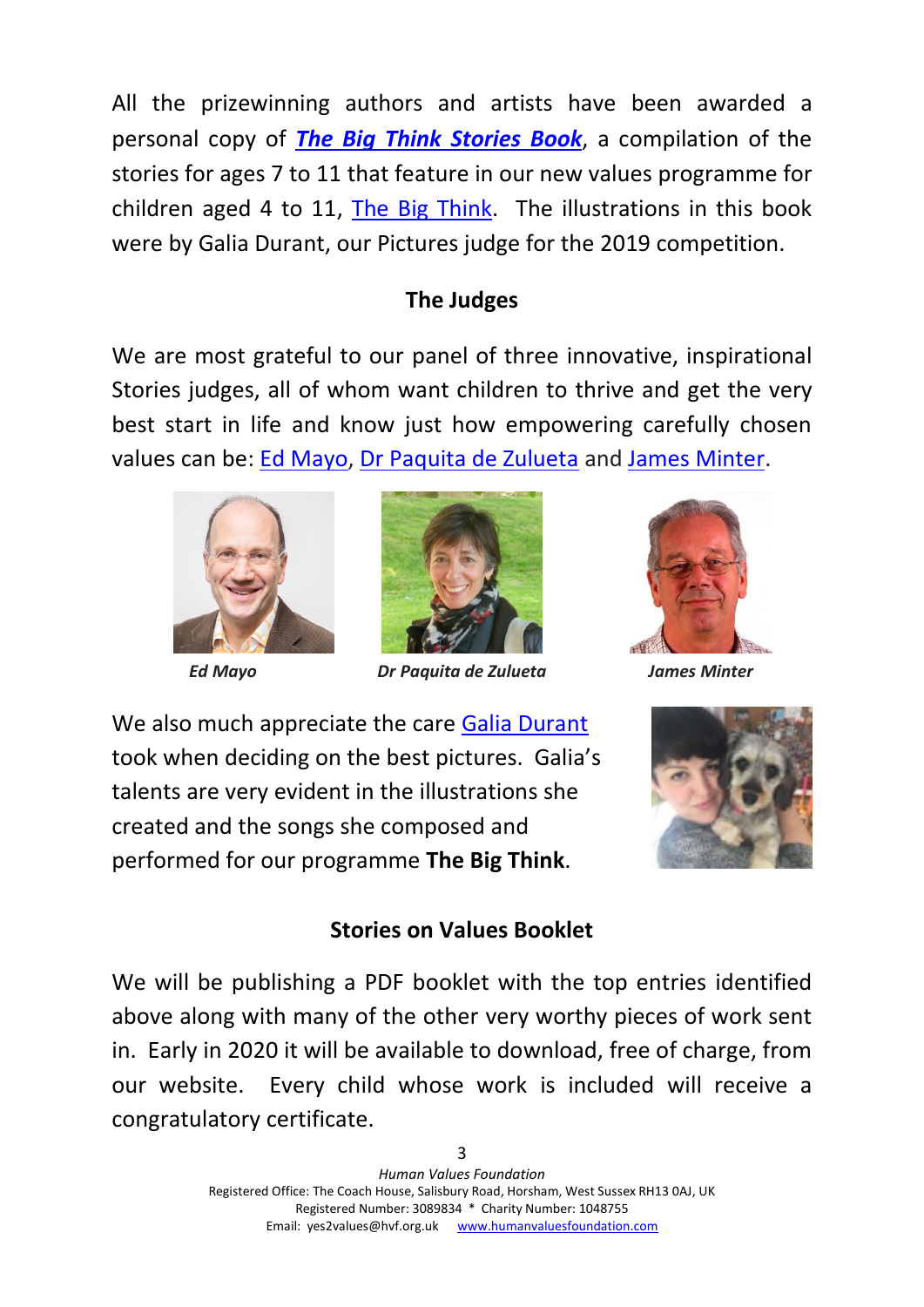All the prizewinning authors and artists have been awarded a personal copy of ***The Big Think Stories Book***, a compilation of the stories for ages 7 to 11 that feature in our new values programme for children aged 4 to 11, The Big Think. The illustrations in this book were by Galia Durant, our Pictures judge for the 2019 competition.

## The Judges

We are most grateful to our panel of three innovative, inspirational Stories judges, all of whom want children to thrive and get the very best start in life and know just how empowering carefully chosen values can be: Ed Mayo, Dr Paquita de Zulueta and James Minter.

*Ed Mayo*

*Dr Paquita de Zulueta*

*James Minter*

We also much appreciate the care Galia Durant took when deciding on the best pictures. Galia's talents are very evident in the illustrations she created and the songs she composed and performed for our programme **The Big Think**.

## Stories on Values Booklet

We will be publishing a PDF booklet with the top entries identified above along with many of the other very worthy pieces of work sent in. Early in 2020 it will be available to download, free of charge, from our website. Every child whose work is included will receive a congratulatory certificate.